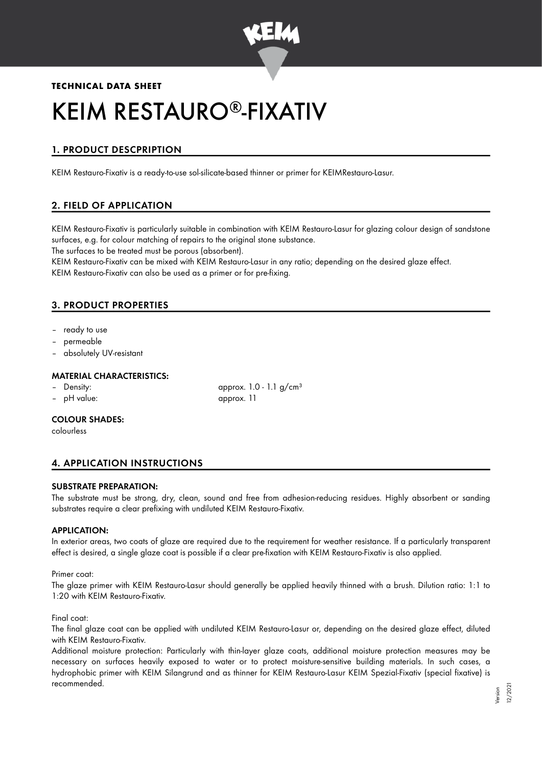**TECHNICAL DATA SHEET**

# KEIM RESTAURO®-FIXATIV

## 1. PRODUCT DESCPRIPTION

KEIM Restauro-Fixativ is a ready-to-use sol-silicate-based thinner or primer for KEIMRestauro-Lasur.

## 2. FIELD OF APPLICATION

KEIM Restauro-Fixativ is particularly suitable in combination with KEIM Restauro-Lasur for glazing colour design of sandstone surfaces, e.g. for colour matching of repairs to the original stone substance.
The surfaces to be treated must be porous (absorbent).
KEIM Restauro-Fixativ can be mixed with KEIM Restauro-Lasur in any ratio; depending on the desired glaze effect.
KEIM Restauro-Fixativ can also be used as a primer or for pre-fixing.

## 3. PRODUCT PROPERTIES

- ready to use
- permeable
- absolutely UV-resistant

### MATERIAL CHARACTERISTICS:

- Density: approx. 1.0 - 1.1 g/cm³
- pH value: approx. 11

### COLOUR SHADES:

colourless

## 4. APPLICATION INSTRUCTIONS

### SUBSTRATE PREPARATION:

The substrate must be strong, dry, clean, sound and free from adhesion-reducing residues. Highly absorbent or sanding substrates require a clear prefixing with undiluted KEIM Restauro-Fixativ.

### APPLICATION:

In exterior areas, two coats of glaze are required due to the requirement for weather resistance. If a particularly transparent effect is desired, a single glaze coat is possible if a clear pre-fixation with KEIM Restauro-Fixativ is also applied.

Primer coat:
The glaze primer with KEIM Restauro-Lasur should generally be applied heavily thinned with a brush. Dilution ratio: 1:1 to 1:20 with KEIM Restauro-Fixativ.

Final coat:
The final glaze coat can be applied with undiluted KEIM Restauro-Lasur or, depending on the desired glaze effect, diluted with KEIM Restauro-Fixativ.
Additional moisture protection: Particularly with thin-layer glaze coats, additional moisture protection measures may be necessary on surfaces heavily exposed to water or to protect moisture-sensitive building materials. In such cases, a hydrophobic primer with KEIM Silangrund and as thinner for KEIM Restauro-Lasur KEIM Spezial-Fixativ (special fixative) is recommended.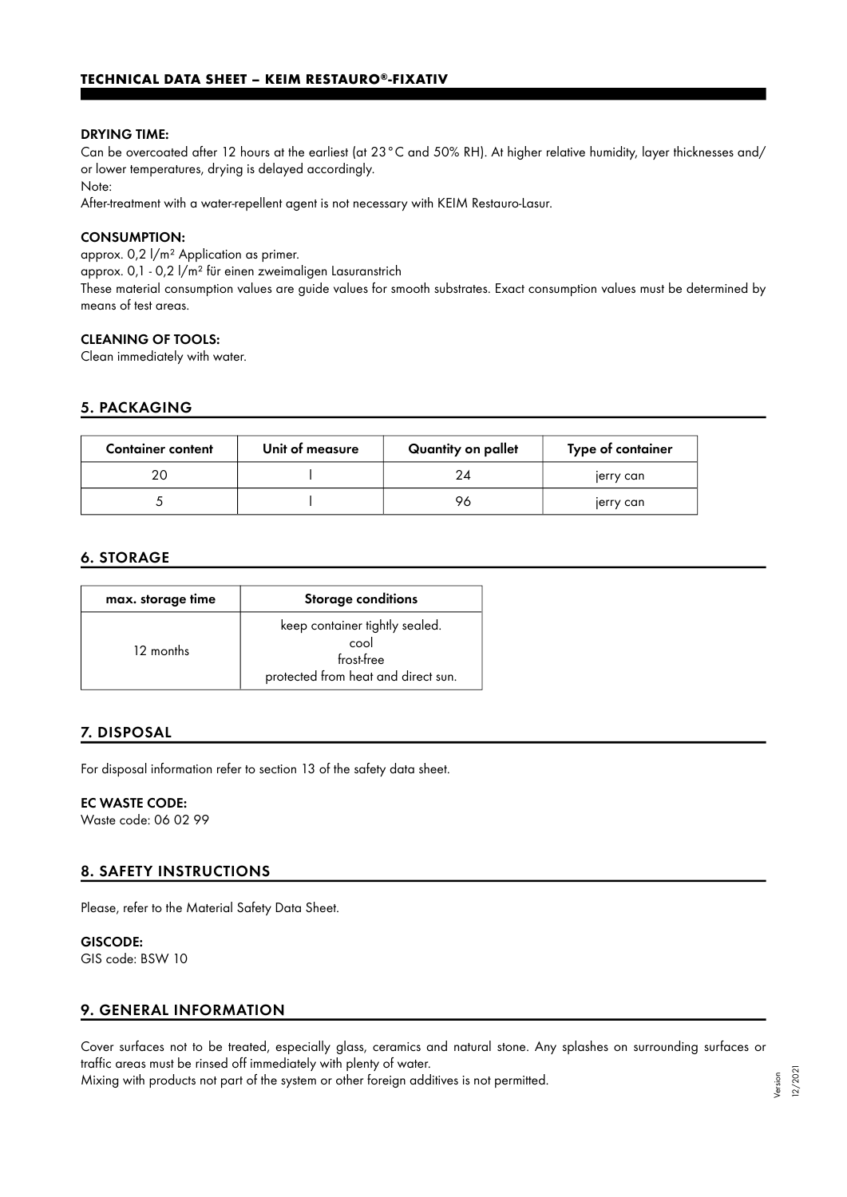#### DRYING TIME:

Can be overcoated after 12 hours at the earliest (at 23°C and 50% RH). At higher relative humidity, layer thicknesses and/ or lower temperatures, drying is delayed accordingly.

Note:

After-treatment with a water-repellent agent is not necessary with KEIM Restauro-Lasur.

#### CONSUMPTION:

approx. 0,2 l/m² Application as primer.

approx. 0,1 - 0,2 l/m² für einen zweimaligen Lasuranstrich

These material consumption values are guide values for smooth substrates. Exact consumption values must be determined by means of test areas.

#### CLEANING OF TOOLS:

Clean immediately with water.

## 5. PACKAGING

| Container content | Unit of measure | Quantity on pallet | Type of container |
|---|---|---|---|
| 20 | l | 24 | jerry can |
| 5 | l | 96 | jerry can |

## 6. STORAGE

| max. storage time | Storage conditions |
|---|---|
| 12 months | keep container tightly sealed. cool frost-free protected from heat and direct sun. |

## 7. DISPOSAL

For disposal information refer to section 13 of the safety data sheet.

#### EC WASTE CODE:

Waste code: 06 02 99

## 8. SAFETY INSTRUCTIONS

Please, refer to the Material Safety Data Sheet.

#### GISCODE:

GIS code: BSW 10

## 9. GENERAL INFORMATION

Cover surfaces not to be treated, especially glass, ceramics and natural stone. Any splashes on surrounding surfaces or traffic areas must be rinsed off immediately with plenty of water.

Mixing with products not part of the system or other foreign additives is not permitted.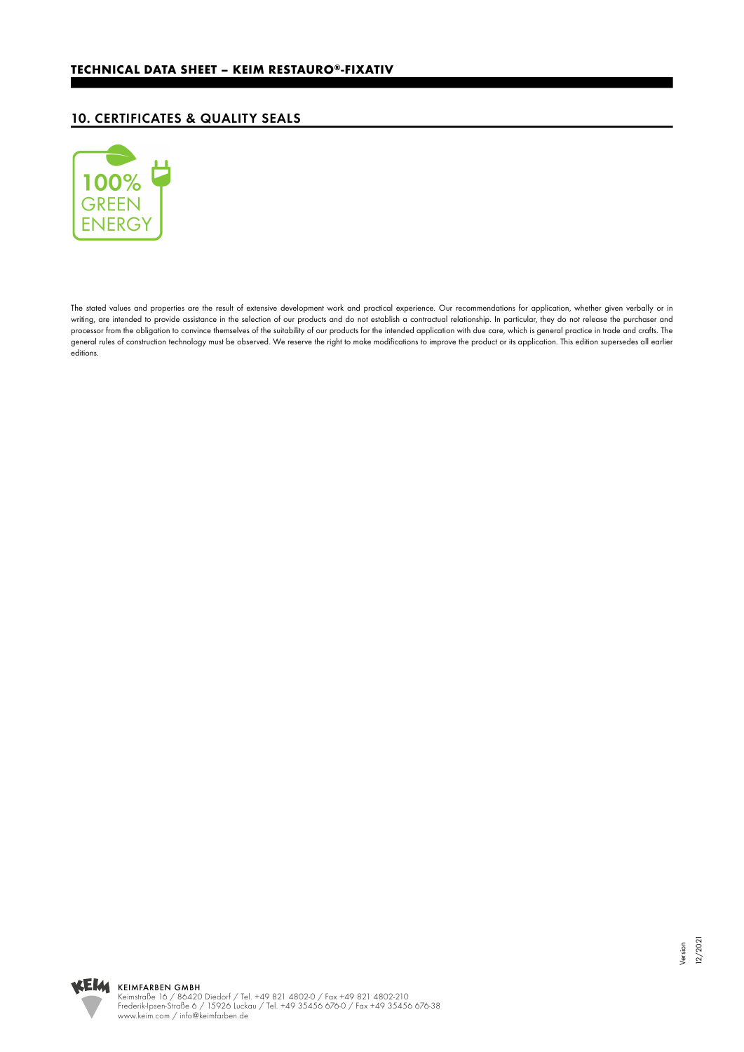## 10. CERTIFICATES & QUALITY SEALS

100% GREEN ENERGY

The stated values and properties are the result of extensive development work and practical experience. Our recommendations for application, whether given verbally or in writing, are intended to provide assistance in the selection of our products and do not establish a contractual relationship. In particular, they do not release the purchaser and processor from the obligation to convince themselves of the suitability of our products for the intended application with due care, which is general practice in trade and crafts. The general rules of construction technology must be observed. We reserve the right to make modifications to improve the product or its application. This edition supersedes all earlier editions.

KEIMFARBEN GMBH
Keimstraße 16 / 86420 Diedorf / Tel. +49 821 4802-0 / Fax +49 821 4802-210
Frederik-Ipsen-Straße 6 / 15926 Luckau / Tel. +49 35456 676-0 / Fax +49 35456 676-38
www.keim.com / info@keimfarben.de

Version 12/2021